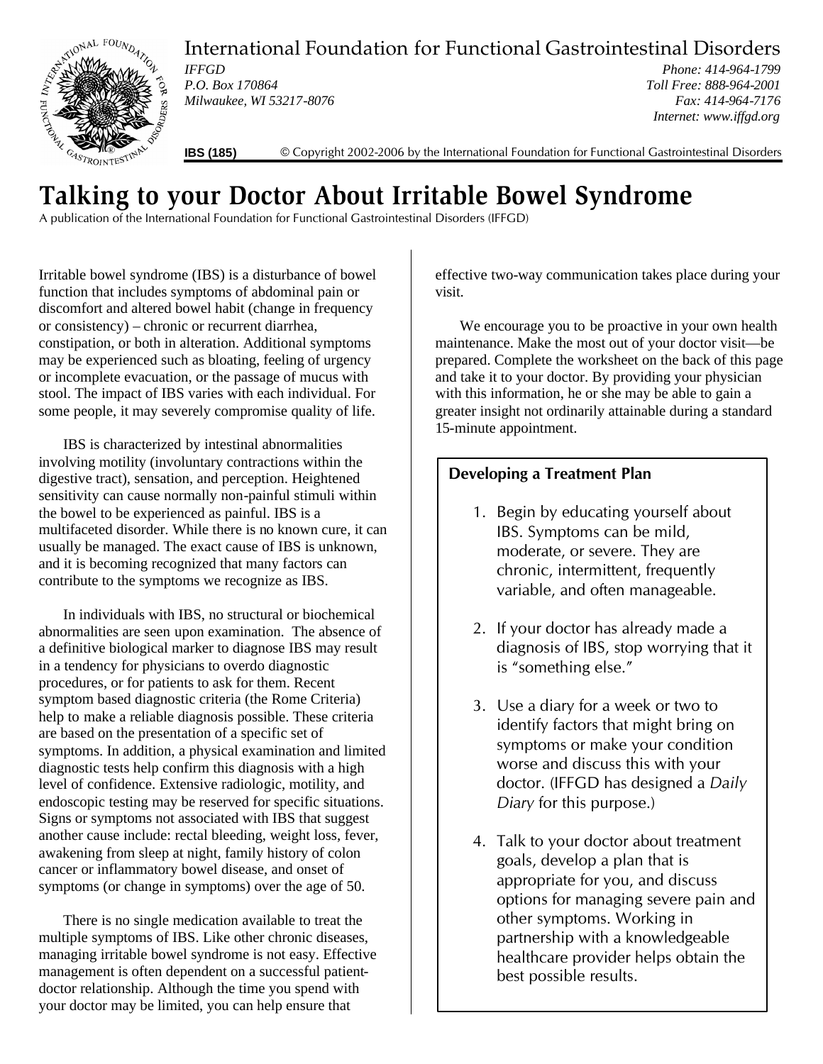International Foundation for Functional Gastrointestinal Disorders

*IFFGD*
*P.O. Box 170864*
*Milwaukee, WI 53217-8076*

*Phone: 414-964-1799*
*Toll Free: 888-964-2001*
*Fax: 414-964-7176*
*Internet: www.iffgd.org*

**IBS (185)** © Copyright 2002-2006 by the International Foundation for Functional Gastrointestinal Disorders

# Talking to your Doctor About Irritable Bowel Syndrome

A publication of the International Foundation for Functional Gastrointestinal Disorders (IFFGD)

Irritable bowel syndrome (IBS) is a disturbance of bowel function that includes symptoms of abdominal pain or discomfort and altered bowel habit (change in frequency or consistency) – chronic or recurrent diarrhea, constipation, or both in alteration. Additional symptoms may be experienced such as bloating, feeling of urgency or incomplete evacuation, or the passage of mucus with stool. The impact of IBS varies with each individual. For some people, it may severely compromise quality of life.

IBS is characterized by intestinal abnormalities involving motility (involuntary contractions within the digestive tract), sensation, and perception. Heightened sensitivity can cause normally non-painful stimuli within the bowel to be experienced as painful. IBS is a multifaceted disorder. While there is no known cure, it can usually be managed. The exact cause of IBS is unknown, and it is becoming recognized that many factors can contribute to the symptoms we recognize as IBS.

In individuals with IBS, no structural or biochemical abnormalities are seen upon examination. The absence of a definitive biological marker to diagnose IBS may result in a tendency for physicians to overdo diagnostic procedures, or for patients to ask for them. Recent symptom based diagnostic criteria (the Rome Criteria) help to make a reliable diagnosis possible. These criteria are based on the presentation of a specific set of symptoms. In addition, a physical examination and limited diagnostic tests help confirm this diagnosis with a high level of confidence. Extensive radiologic, motility, and endoscopic testing may be reserved for specific situations. Signs or symptoms not associated with IBS that suggest another cause include: rectal bleeding, weight loss, fever, awakening from sleep at night, family history of colon cancer or inflammatory bowel disease, and onset of symptoms (or change in symptoms) over the age of 50.

There is no single medication available to treat the multiple symptoms of IBS. Like other chronic diseases, managing irritable bowel syndrome is not easy. Effective management is often dependent on a successful patient-doctor relationship. Although the time you spend with your doctor may be limited, you can help ensure that effective two-way communication takes place during your visit.

We encourage you to be proactive in your own health maintenance. Make the most out of your doctor visit—be prepared. Complete the worksheet on the back of this page and take it to your doctor. By providing your physician with this information, he or she may be able to gain a greater insight not ordinarily attainable during a standard 15-minute appointment.

### Developing a Treatment Plan

1. Begin by educating yourself about IBS. Symptoms can be mild, moderate, or severe. They are chronic, intermittent, frequently variable, and often manageable.
2. If your doctor has already made a diagnosis of IBS, stop worrying that it is "something else."
3. Use a diary for a week or two to identify factors that might bring on symptoms or make your condition worse and discuss this with your doctor. (IFFGD has designed a *Daily Diary* for this purpose.)
4. Talk to your doctor about treatment goals, develop a plan that is appropriate for you, and discuss options for managing severe pain and other symptoms. Working in partnership with a knowledgeable healthcare provider helps obtain the best possible results.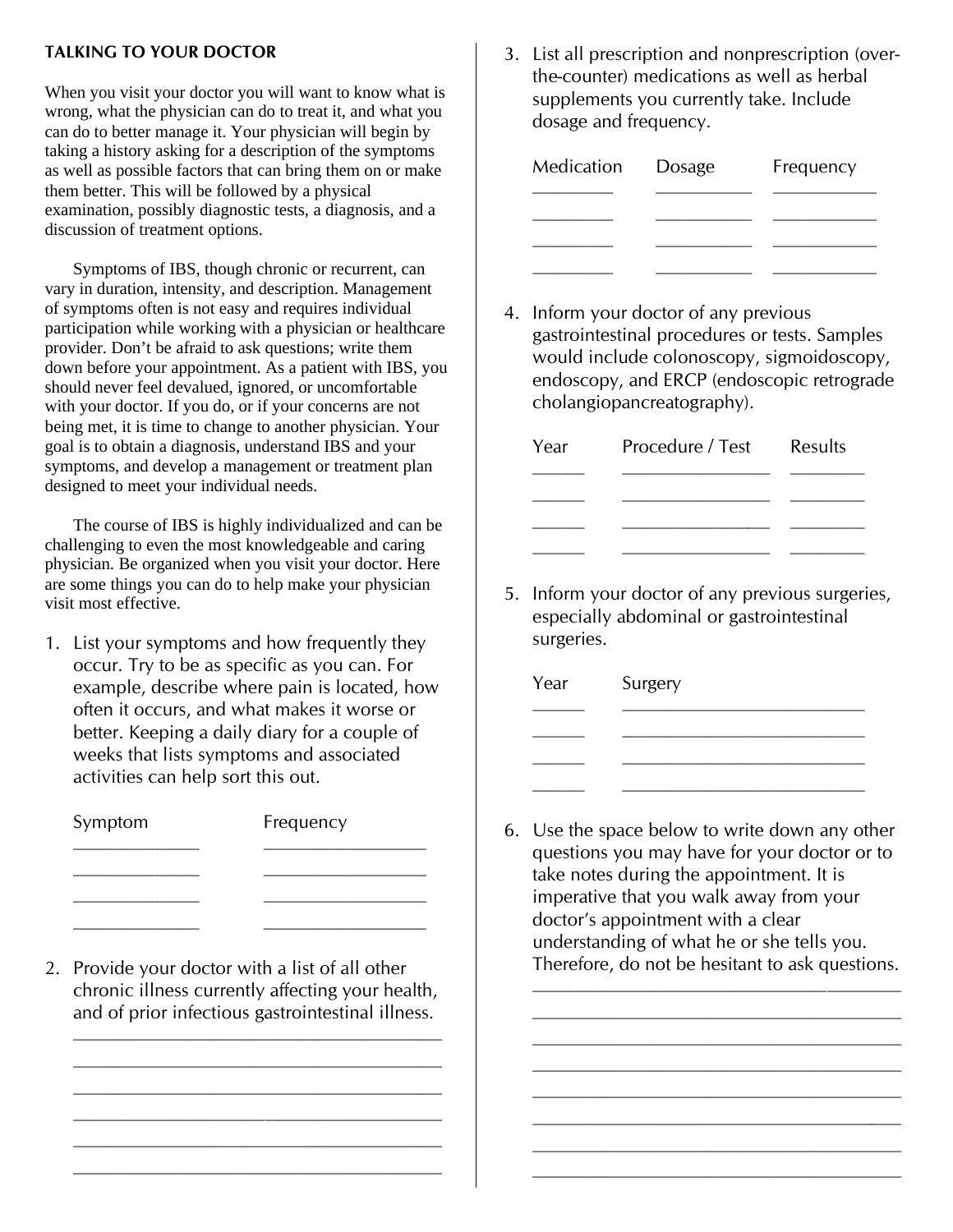## TALKING TO YOUR DOCTOR

When you visit your doctor you will want to know what is wrong, what the physician can do to treat it, and what you can do to better manage it. Your physician will begin by taking a history asking for a description of the symptoms as well as possible factors that can bring them on or make them better. This will be followed by a physical examination, possibly diagnostic tests, a diagnosis, and a discussion of treatment options.

Symptoms of IBS, though chronic or recurrent, can vary in duration, intensity, and description. Management of symptoms often is not easy and requires individual participation while working with a physician or healthcare provider. Don't be afraid to ask questions; write them down before your appointment. As a patient with IBS, you should never feel devalued, ignored, or uncomfortable with your doctor. If you do, or if your concerns are not being met, it is time to change to another physician. Your goal is to obtain a diagnosis, understand IBS and your symptoms, and develop a management or treatment plan designed to meet your individual needs.

The course of IBS is highly individualized and can be challenging to even the most knowledgeable and caring physician. Be organized when you visit your doctor. Here are some things you can do to help make your physician visit most effective.

1. List your symptoms and how frequently they occur. Try to be as specific as you can. For example, describe where pain is located, how often it occurs, and what makes it worse or better. Keeping a daily diary for a couple of weeks that lists symptoms and associated activities can help sort this out.

| Symptom | Frequency |
|---|---|
| ____________ | ________________ |
| ____________ | ________________ |
| ____________ | ________________ |
| ____________ | ________________ |

2. Provide your doctor with a list of all other chronic illness currently affecting your health, and of prior infectious gastrointestinal illness.

____________________________________
____________________________________
____________________________________
____________________________________
____________________________________
____________________________________

3. List all prescription and nonprescription (over-the-counter) medications as well as herbal supplements you currently take. Include dosage and frequency.

| Medication | Dosage | Frequency |
|---|---|---|
| ________ | __________ | __________ |
| ________ | __________ | __________ |
| ________ | __________ | __________ |
| ________ | __________ | __________ |

4. Inform your doctor of any previous gastrointestinal procedures or tests. Samples would include colonoscopy, sigmoidoscopy, endoscopy, and ERCP (endoscopic retrograde cholangiopancreatography).

| Year | Procedure / Test | Results |
|---|---|---|
| _____ | ______________ | ________ |
| _____ | ______________ | ________ |
| _____ | ______________ | ________ |
| _____ | ______________ | ________ |

5. Inform your doctor of any previous surgeries, especially abdominal or gastrointestinal surgeries.

| Year | Surgery |
|---|---|
| _____ | ______________________ |
| _____ | ______________________ |
| _____ | ______________________ |
| _____ | ______________________ |

6. Use the space below to write down any other questions you may have for your doctor or to take notes during the appointment. It is imperative that you walk away from your doctor's appointment with a clear understanding of what he or she tells you. Therefore, do not be hesitant to ask questions.

____________________________________
____________________________________
____________________________________
____________________________________
____________________________________
____________________________________
____________________________________
____________________________________